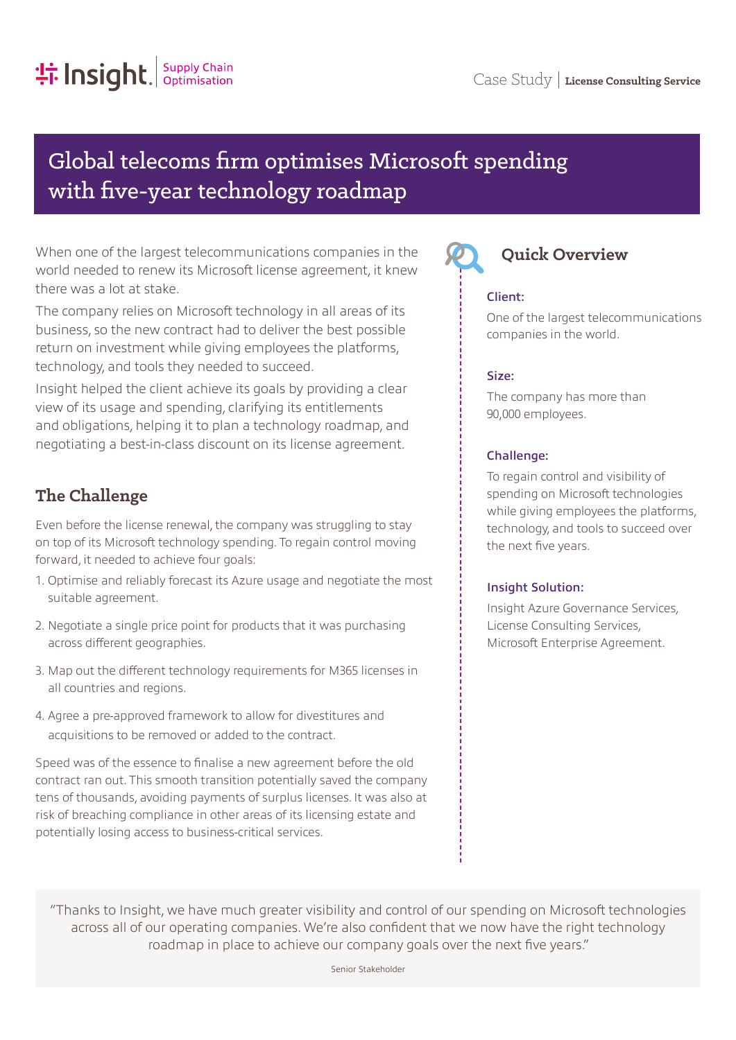Insight. Supply Chain Optimisation

Case Study | **License Consulting Service**

# Global telecoms firm optimises Microsoft spending with five-year technology roadmap

When one of the largest telecommunications companies in the world needed to renew its Microsoft license agreement, it knew there was a lot at stake.

The company relies on Microsoft technology in all areas of its business, so the new contract had to deliver the best possible return on investment while giving employees the platforms, technology, and tools they needed to succeed.

Insight helped the client achieve its goals by providing a clear view of its usage and spending, clarifying its entitlements and obligations, helping it to plan a technology roadmap, and negotiating a best-in-class discount on its license agreement.

## The Challenge

Even before the license renewal, the company was struggling to stay on top of its Microsoft technology spending. To regain control moving forward, it needed to achieve four goals:

1. Optimise and reliably forecast its Azure usage and negotiate the most suitable agreement.
2. Negotiate a single price point for products that it was purchasing across different geographies.
3. Map out the different technology requirements for M365 licenses in all countries and regions.
4. Agree a pre-approved framework to allow for divestitures and acquisitions to be removed or added to the contract.

Speed was of the essence to finalise a new agreement before the old contract ran out. This smooth transition potentially saved the company tens of thousands, avoiding payments of surplus licenses. It was also at risk of breaching compliance in other areas of its licensing estate and potentially losing access to business-critical services.

## Quick Overview

**Client:**

One of the largest telecommunications companies in the world.

**Size:**

The company has more than 90,000 employees.

**Challenge:**

To regain control and visibility of spending on Microsoft technologies while giving employees the platforms, technology, and tools to succeed over the next five years.

**Insight Solution:**

Insight Azure Governance Services, License Consulting Services, Microsoft Enterprise Agreement.

> "Thanks to Insight, we have much greater visibility and control of our spending on Microsoft technologies across all of our operating companies. We're also confident that we now have the right technology roadmap in place to achieve our company goals over the next five years."
>
> Senior Stakeholder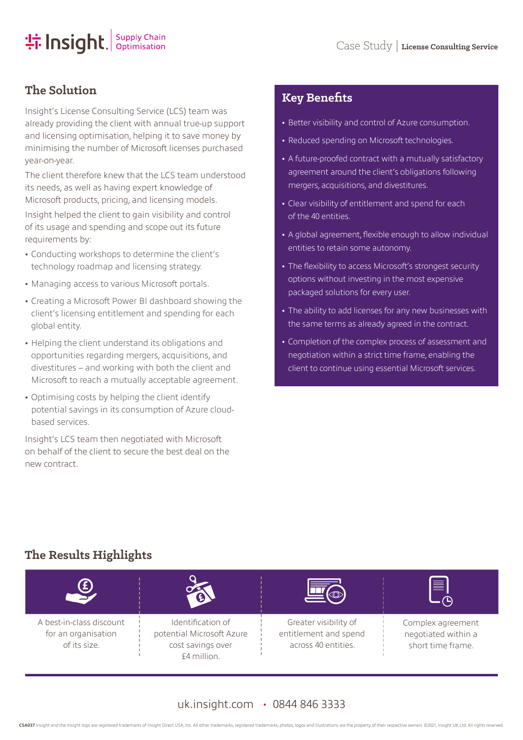## The Solution

Insight's License Consulting Service (LCS) team was already providing the client with annual true-up support and licensing optimisation, helping it to save money by minimising the number of Microsoft licenses purchased year-on-year.

The client therefore knew that the LCS team understood its needs, as well as having expert knowledge of Microsoft products, pricing, and licensing models.

Insight helped the client to gain visibility and control of its usage and spending and scope out its future requirements by:

- Conducting workshops to determine the client's technology roadmap and licensing strategy.
- Managing access to various Microsoft portals.
- Creating a Microsoft Power BI dashboard showing the client's licensing entitlement and spending for each global entity.
- Helping the client understand its obligations and opportunities regarding mergers, acquisitions, and divestitures – and working with both the client and Microsoft to reach a mutually acceptable agreement.
- Optimising costs by helping the client identify potential savings in its consumption of Azure cloud-based services.

Insight's LCS team then negotiated with Microsoft on behalf of the client to secure the best deal on the new contract.

## Key Benefits

- Better visibility and control of Azure consumption.
- Reduced spending on Microsoft technologies.
- A future-proofed contract with a mutually satisfactory agreement around the client's obligations following mergers, acquisitions, and divestitures.
- Clear visibility of entitlement and spend for each of the 40 entities.
- A global agreement, flexible enough to allow individual entities to retain some autonomy.
- The flexibility to access Microsoft's strongest security options without investing in the most expensive packaged solutions for every user.
- The ability to add licenses for any new businesses with the same terms as already agreed in the contract.
- Completion of the complex process of assessment and negotiation within a strict time frame, enabling the client to continue using essential Microsoft services.

## The Results Highlights

A best-in-class discount for an organisation of its size.

Identification of potential Microsoft Azure cost savings over £4 million.

Greater visibility of entitlement and spend across 40 entities.

Complex agreement negotiated within a short time frame.

uk.insight.com • 0844 846 3333

CSA037 Insight and the Insight logo are registered trademarks of Insight Direct USA, Inc. All other trademarks, registered trademarks, photos, logos and illustrations are the property of their respective owners. ©2021, Insight UK Ltd. All rights reserved.